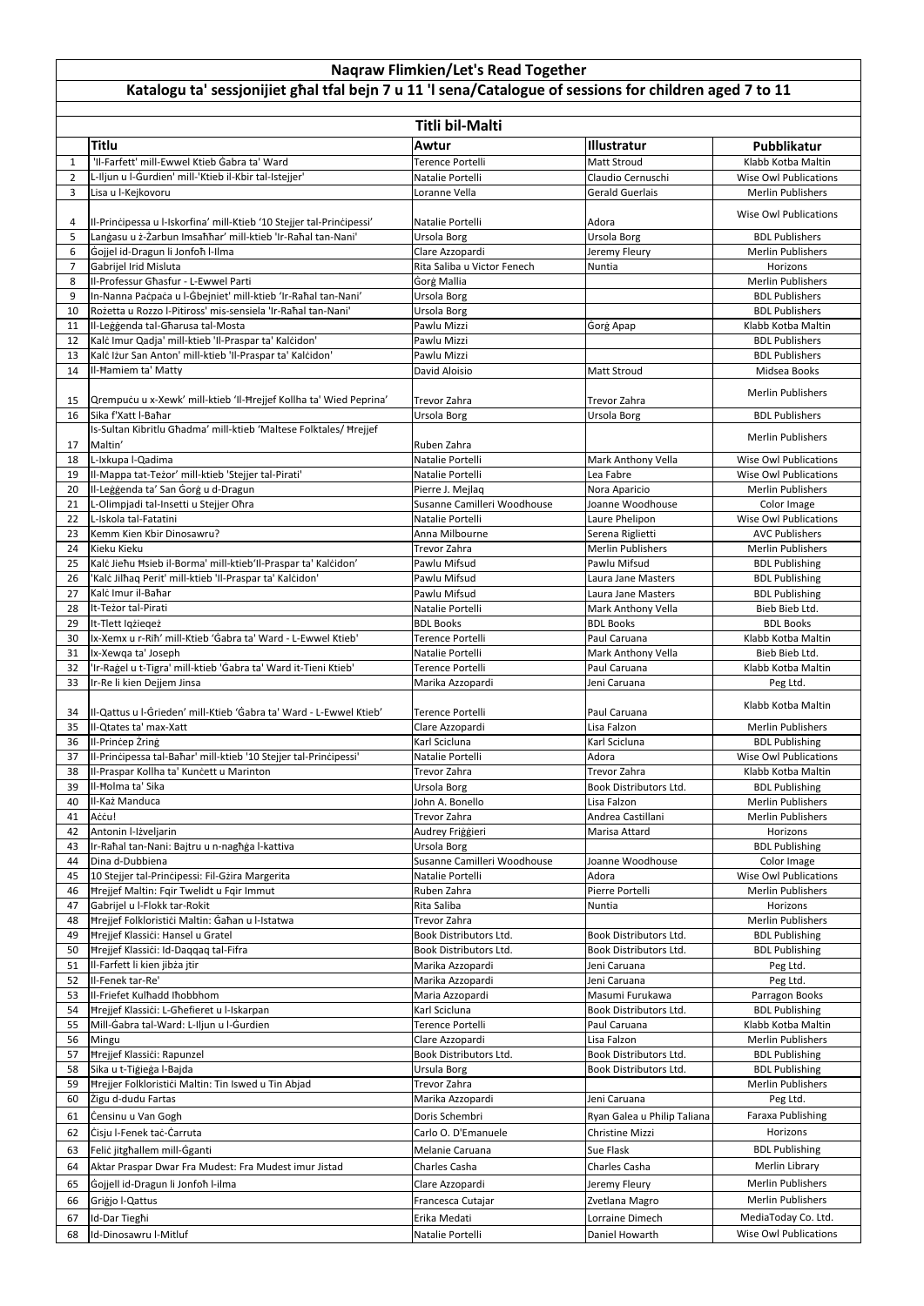# Naqraw Flimkien/Let's Read Together

## Katalogu ta' sessjonijiet għal tfal bejn 7 u 11 'l sena/Catalogue of sessions for children aged 7 to 11

### Titli bil-Malti

| | Titlu | Awtur | Illustratur | Pubblikatur |
|---|---|---|---|---|
| 1 | 'Il-Farfett' mill-Ewwel Ktieb Ġabra ta' Ward | Terence Portelli | Matt Stroud | Klabb Kotba Maltin |
| 2 | L-Iljun u l-Ġurdien' mill-'Ktieb il-Kbir tal-Istejjer' | Natalie Portelli | Claudio Cernuschi | Wise Owl Publications |
| 3 | Lisa u l-Kejkovoru | Loranne Vella | Gerald Guerlais | Merlin Publishers |
| 4 | Il-Prinċipessa u l-Iskorfina' mill-Ktieb '10 Stejjer tal-Prinċipessi' | Natalie Portelli | Adora | Wise Owl Publications |
| 5 | Lanġasu u ż-Żarbun Imsaħħar' mill-ktieb 'Ir-Raħal tan-Nani' | Ursola Borg | Ursola Borg | BDL Publishers |
| 6 | Ġojjel id-Dragun li Jonfoħ l-Ilma | Clare Azzopardi | Jeremy Fleury | Merlin Publishers |
| 7 | Gabrijel Irid Misluta | Rita Saliba u Victor Fenech | Nuntia | Horizons |
| 8 | Il-Professur Għasfur - L-Ewwel Parti | Ġorġ Mallia | | Merlin Publishers |
| 9 | In-Nanna Paċpaċa u l-Ġbejniet' mill-ktieb 'Ir-Raħal tan-Nani' | Ursola Borg | | BDL Publishers |
| 10 | Rożetta u Rozzo l-Pitiross' mis-sensiela 'Ir-Raħal tan-Nani' | Ursola Borg | | BDL Publishers |
| 11 | Il-Leġġenda tal-Għarusa tal-Mosta | Pawlu Mizzi | Ġorġ Apap | Klabb Kotba Maltin |
| 12 | Kalċ Imur Qadja' mill-ktieb 'Il-Praspar ta' Kalċidon' | Pawlu Mizzi | | BDL Publishers |
| 13 | Kalċ Iżur San Anton' mill-ktieb 'Il-Praspar ta' Kalċidon' | Pawlu Mizzi | | BDL Publishers |
| 14 | Il-Ħamiem ta' Matty | David Aloisio | Matt Stroud | Midsea Books |
| 15 | Qrempuċu u x-Xewk' mill-ktieb 'Il-Ħrejjef Kollha ta' Wied Peprina' | Trevor Zahra | Trevor Zahra | Merlin Publishers |
| 16 | Sika f'Xatt l-Baħar | Ursola Borg | Ursola Borg | BDL Publishers |
| 17 | Is-Sultan Kibritlu Għadma' mill-ktieb 'Maltese Folktales/ Ħrejjef Maltin' | Ruben Zahra | | Merlin Publishers |
| 18 | L-Ixkupa l-Qadima | Natalie Portelli | Mark Anthony Vella | Wise Owl Publications |
| 19 | Il-Mappa tat-Teżor' mill-ktieb 'Stejjer tal-Pirati' | Natalie Portelli | Lea Fabre | Wise Owl Publications |
| 20 | Il-Leġġenda ta' San Ġorġ u d-Dragun | Pierre J. Mejlaq | Nora Aparicio | Merlin Publishers |
| 21 | L-Olimpjadi tal-Insetti u Stejjer Oħra | Susanne Camilleri Woodhouse | Joanne Woodhouse | Color Image |
| 22 | L-Iskola tal-Fatatini | Natalie Portelli | Laure Phelipon | Wise Owl Publications |
| 23 | Kemm Kien Kbir Dinosawru? | Anna Milbourne | Serena Riglietti | AVC Publishers |
| 24 | Kieku Kieku | Trevor Zahra | Merlin Publishers | Merlin Publishers |
| 25 | Kalċ Jieħu Ħsieb il-Borma' mill-ktieb'Il-Praspar ta' Kalċidon' | Pawlu Mifsud | Pawlu Mifsud | BDL Publishing |
| 26 | 'Kalċ Jilħaq Perit' mill-ktieb 'Il-Praspar ta' Kalċidon' | Pawlu Mifsud | Laura Jane Masters | BDL Publishing |
| 27 | Kalċ Imur il-Baħar | Pawlu Mifsud | Laura Jane Masters | BDL Publishing |
| 28 | It-Teżor tal-Pirati | Natalie Portelli | Mark Anthony Vella | Bieb Bieb Ltd. |
| 29 | It-Tlett Iqżieqeż | BDL Books | BDL Books | BDL Books |
| 30 | Ix-Xemx u r-Riħ' mill-Ktieb 'Ġabra ta' Ward - L-Ewwel Ktieb' | Terence Portelli | Paul Caruana | Klabb Kotba Maltin |
| 31 | Ix-Xewqa ta' Joseph | Natalie Portelli | Mark Anthony Vella | Bieb Bieb Ltd. |
| 32 | 'Ir-Raġel u t-Tigra' mill-ktieb 'Ġabra ta' Ward it-Tieni Ktieb' | Terence Portelli | Paul Caruana | Klabb Kotba Maltin |
| 33 | Ir-Re li kien Dejjem Jinsa | Marika Azzopardi | Jeni Caruana | Peg Ltd. |
| 34 | Il-Qattus u l-Ġrieden' mill-Ktieb 'Ġabra ta' Ward - L-Ewwel Ktieb' | Terence Portelli | Paul Caruana | Klabb Kotba Maltin |
| 35 | Il-Qtates ta' max-Xatt | Clare Azzopardi | Lisa Falzon | Merlin Publishers |
| 36 | Il-Prinċep Żring | Karl Scicluna | Karl Scicluna | BDL Publishing |
| 37 | Il-Prinċipessa tal-Baħar' mill-ktieb '10 Stejjer tal-Prinċipessi' | Natalie Portelli | Adora | Wise Owl Publications |
| 38 | Il-Praspar Kollha ta' Kunċett u Marinton | Trevor Zahra | Trevor Zahra | Klabb Kotba Maltin |
| 39 | Il-Ħolma ta' Sika | Ursola Borg | Book Distributors Ltd. | BDL Publishing |
| 40 | Il-Każ Manduca | John A. Bonello | Lisa Falzon | Merlin Publishers |
| 41 | Aċċu! | Trevor Zahra | Andrea Castillani | Merlin Publishers |
| 42 | Antonin l-Iżveljarin | Audrey Friġġieri | Marisa Attard | Horizons |
| 43 | Ir-Raħal tan-Nani: Bajtru u n-nagħġa l-kattiva | Ursola Borg | | BDL Publishing |
| 44 | Dina d-Dubbiena | Susanne Camilleri Woodhouse | Joanne Woodhouse | Color Image |
| 45 | 10 Stejjer tal-Prinċipessi: Fil-Gżira Margerita | Natalie Portelli | Adora | Wise Owl Publications |
| 46 | Ħrejjef Maltin: Fqir Twelidt u Fqir Immut | Ruben Zahra | Pierre Portelli | Merlin Publishers |
| 47 | Gabrijel u l-Flokk tar-Rokit | Rita Saliba | Nuntia | Horizons |
| 48 | Ħrejjef Folkloristiċi Maltin: Ġaħan u l-Istatwa | Trevor Zahra | | Merlin Publishers |
| 49 | Ħrejjef Klassiċi: Hansel u Gratel | Book Distributors Ltd. | Book Distributors Ltd. | BDL Publishing |
| 50 | Ħrejjef Klassiċi: Id-Daqqaq tal-Fifra | Book Distributors Ltd. | Book Distributors Ltd. | BDL Publishing |
| 51 | Il-Farfett li kien jibża jtir | Marika Azzopardi | Jeni Caruana | Peg Ltd. |
| 52 | Il-Fenek tar-Re' | Marika Azzopardi | Jeni Caruana | Peg Ltd. |
| 53 | Il-Friefet Kulħadd Iħobbhom | Maria Azzopardi | Masumi Furukawa | Parragon Books |
| 54 | Ħrejjef Klassiċi: L-Għefieret u l-Iskarpan | Karl Scicluna | Book Distributors Ltd. | BDL Publishing |
| 55 | Mill-Ġabra tal-Ward: L-Iljun u l-Ġurdien | Terence Portelli | Paul Caruana | Klabb Kotba Maltin |
| 56 | Mingu | Clare Azzopardi | Lisa Falzon | Merlin Publishers |
| 57 | Ħrejjef Klassiċi: Rapunzel | Book Distributors Ltd. | Book Distributors Ltd. | BDL Publishing |
| 58 | Sika u t-Tiġieġa l-Bajda | Ursola Borg | Book Distributors Ltd. | BDL Publishing |
| 59 | Ħrejjer Folkloristiċi Maltin: Tin Iswed u Tin Abjad | Trevor Zahra | | Merlin Publishers |
| 60 | Żigu d-dudu Fartas | Marika Azzopardi | Jeni Caruana | Peg Ltd. |
| 61 | Ċensinu u Van Gogh | Doris Schembri | Ryan Galea u Philip Taliana | Faraxa Publishing |
| 62 | Ċisju l-Fenek taċ-Ċarruta | Carlo O. D'Emanuele | Christine Mizzi | Horizons |
| 63 | Feliċ jitgħallem mill-Ġganti | Melanie Caruana | Sue Flask | BDL Publishing |
| 64 | Aktar Praspar Dwar Fra Mudest: Fra Mudest imur Jistad | Charles Casha | Charles Casha | Merlin Library |
| 65 | Ġojjell id-Dragun li Jonfoħ l-ilma | Clare Azzopardi | Jeremy Fleury | Merlin Publishers |
| 66 | Griġjo l-Qattus | Francesca Cutajar | Zvetlana Magro | Merlin Publishers |
| 67 | Id-Dar Tiegħi | Erika Medati | Lorraine Dimech | MediaToday Co. Ltd. |
| 68 | Id-Dinosawru l-Mitluf | Natalie Portelli | Daniel Howarth | Wise Owl Publications |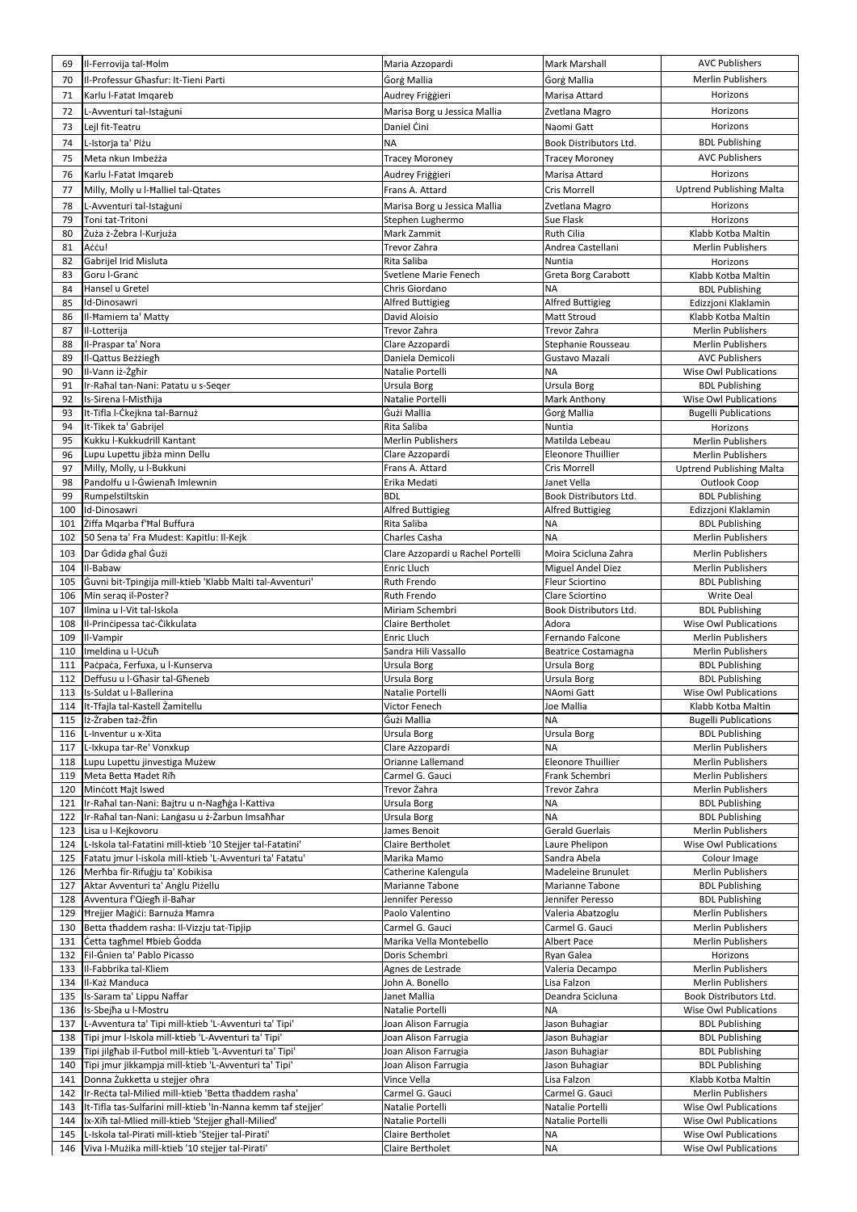| | | | | |
|---|---|---|---|---|
| 69 | Il-Ferrovija tal-Ħolm | Maria Azzopardi | Mark Marshall | AVC Publishers |
| 70 | Il-Professur Għasfur: It-Tieni Parti | Ġorġ Mallia | Ġorġ Mallia | Merlin Publishers |
| 71 | Karlu l-Fatat Imqareb | Audrey Friġġieri | Marisa Attard | Horizons |
| 72 | L-Avventuri tal-Istaġuni | Marisa Borg u Jessica Mallia | Zvetlana Magro | Horizons |
| 73 | Lejl fit-Teatru | Daniel Ċini | Naomi Gatt | Horizons |
| 74 | L-Istorja ta' Piżu | NA | Book Distributors Ltd. | BDL Publishing |
| 75 | Meta nkun Imbeżża | Tracey Moroney | Tracey Moroney | AVC Publishers |
| 76 | Karlu l-Fatat Imqareb | Audrey Friġġieri | Marisa Attard | Horizons |
| 77 | Milly, Molly u l-Ħalliel tal-Qtates | Frans A. Attard | Cris Morrell | Uptrend Publishing Malta |
| 78 | L-Avventuri tal-Istaġuni | Marisa Borg u Jessica Mallia | Zvetlana Magro | Horizons |
| 79 | Toni tat-Tritoni | Stephen Lughermo | Sue Flask | Horizons |
| 80 | Żuża ż-Żebra l-Kurjuża | Mark Zammit | Ruth Cilia | Klabb Kotba Maltin |
| 81 | Aċċu! | Trevor Zahra | Andrea Castellani | Merlin Publishers |
| 82 | Gabrijel Irid Misluta | Rita Saliba | Nuntia | Horizons |
| 83 | Goru l-Granċ | Svetlene Marie Fenech | Greta Borg Carabott | Klabb Kotba Maltin |
| 84 | Hansel u Gretel | Chris Giordano | NA | BDL Publishing |
| 85 | Id-Dinosawri | Alfred Buttigieg | Alfred Buttigieg | Edizzjoni Klaklamin |
| 86 | Il-Ħamiem ta' Matty | David Aloisio | Matt Stroud | Klabb Kotba Maltin |
| 87 | Il-Lotterija | Trevor Zahra | Trevor Zahra | Merlin Publishers |
| 88 | Il-Praspar ta' Nora | Clare Azzopardi | Stephanie Rousseau | Merlin Publishers |
| 89 | Il-Qattus Beżżiegħ | Daniela Demicoli | Gustavo Mazali | AVC Publishers |
| 90 | Il-Vann iż-Żgħir | Natalie Portelli | NA | Wise Owl Publications |
| 91 | Ir-Raħal tan-Nani: Patatu u s-Seqer | Ursula Borg | Ursula Borg | BDL Publishing |
| 92 | Is-Sirena l-Mistħija | Natalie Portelli | Mark Anthony | Wise Owl Publications |
| 93 | It-Tifla l-Ċkejkna tal-Barnuż | Ġużi Mallia | Ġorġ Mallia | Bugelli Publications |
| 94 | It-Tikek ta' Gabrijel | Rita Saliba | Nuntia | Horizons |
| 95 | Kukku l-Kukkudrill Kantant | Merlin Publishers | Matilda Lebeau | Merlin Publishers |
| 96 | Lupu Lupettu jibża minn Dellu | Clare Azzopardi | Eleonore Thuillier | Merlin Publishers |
| 97 | Milly, Molly, u l-Bukkuni | Frans A. Attard | Cris Morrell | Uptrend Publishing Malta |
| 98 | Pandolfu u l-Ġwienaħ Imlewnin | Erika Medati | Janet Vella | Outlook Coop |
| 99 | Rumpelstiltskin | BDL | Book Distributors Ltd. | BDL Publishing |
| 100 | Id-Dinosawri | Alfred Buttigieg | Alfred Buttigieg | Edizzjoni Klaklamin |
| 101 | Żiffa Mqarba f'Ħal Buffura | Rita Saliba | NA | BDL Publishing |
| 102 | 50 Sena ta' Fra Mudest: Kapitlu: Il-Kejk | Charles Casha | NA | Merlin Publishers |
| 103 | Dar Ġdida għal Ġużi | Clare Azzopardi u Rachel Portelli | Moira Scicluna Zahra | Merlin Publishers |
| 104 | Il-Babaw | Enric Lluch | Miguel Andel Diez | Merlin Publishers |
| 105 | Ġuvni bit-Tpinġija mill-ktieb 'Klabb Malti tal-Avventuri' | Ruth Frendo | Fleur Sciortino | BDL Publishing |
| 106 | Min seraq il-Poster? | Ruth Frendo | Clare Sciortino | Write Deal |
| 107 | Ilmina u l-Vit tal-Iskola | Miriam Schembri | Book Distributors Ltd. | BDL Publishing |
| 108 | Il-Prinċipessa taċ-Ċikkulata | Claire Bertholet | Adora | Wise Owl Publications |
| 109 | Il-Vampir | Enric Lluch | Fernando Falcone | Merlin Publishers |
| 110 | Imeldina u l-Uċuħ | Sandra Hili Vassallo | Beatrice Costamagna | Merlin Publishers |
| 111 | Paċpaċa, Ferfuxa, u l-Kunserva | Ursula Borg | Ursula Borg | BDL Publishing |
| 112 | Deffusu u l-Għasir tal-Għeneb | Ursula Borg | Ursula Borg | BDL Publishing |
| 113 | Is-Suldat u l-Ballerina | Natalie Portelli | NAomi Gatt | Wise Owl Publications |
| 114 | It-Tfajla tal-Kastell Żamitellu | Victor Fenech | Joe Mallia | Klabb Kotba Maltin |
| 115 | Iż-Żraben taż-Żfin | Ġużi Mallia | NA | Bugelli Publications |
| 116 | L-Inventur u x-Xita | Ursula Borg | Ursula Borg | BDL Publishing |
| 117 | L-Ixkupa tar-Re' Vonxkup | Clare Azzopardi | NA | Merlin Publishers |
| 118 | Lupu Lupettu jinvestiga Mużew | Orianne Lallemand | Eleonore Thuillier | Merlin Publishers |
| 119 | Meta Betta Ħadet Riħ | Carmel G. Gauci | Frank Schembri | Merlin Publishers |
| 120 | Minċott Ħajt Iswed | Trevor Żahra | Trevor Zahra | Merlin Publishers |
| 121 | Ir-Raħal tan-Nani: Bajtru u n-Nagħġa l-Kattiva | Ursula Borg | NA | BDL Publishing |
| 122 | Ir-Raħal tan-Nani: Lanġasu u ż-Żarbun Imsaħħar | Ursula Borg | NA | BDL Publishing |
| 123 | Lisa u l-Kejkovoru | James Benoit | Gerald Guerlais | Merlin Publishers |
| 124 | L-Iskola tal-Fatatini mill-ktieb '10 Stejjer tal-Fatatini' | Claire Bertholet | Laure Phelipon | Wise Owl Publications |
| 125 | Fatatu jmur l-iskola mill-ktieb 'L-Avventuri ta' Fatatu' | Marika Mamo | Sandra Abela | Colour Image |
| 126 | Merħba fir-Rifuġju ta' Kobikisa | Catherine Kalengula | Madeleine Brunulet | Merlin Publishers |
| 127 | Aktar Avventuri ta' Anġlu Piżellu | Marianne Tabone | Marianne Tabone | BDL Publishing |
| 128 | Avventura f'Qiegħ il-Baħar | Jennifer Peresso | Jennifer Peresso | BDL Publishing |
| 129 | Ħrejjer Maġiċi: Barnuża Ħamra | Paolo Valentino | Valeria Abatzoglu | Merlin Publishers |
| 130 | Betta tħaddem rasha: Il-Vizzju tat-Tipjip | Carmel G. Gauci | Carmel G. Gauci | Merlin Publishers |
| 131 | Ċetta tagħmel Ħbieb Ġodda | Marika Vella Montebello | Albert Pace | Merlin Publishers |
| 132 | Fil-Ġnien ta' Pablo Picasso | Doris Schembri | Ryan Galea | Horizons |
| 133 | Il-Fabbrika tal-Kliem | Agnes de Lestrade | Valeria Decampo | Merlin Publishers |
| 134 | Il-Każ Manduca | John A. Bonello | Lisa Falzon | Merlin Publishers |
| 135 | Is-Saram ta' Lippu Naffar | Janet Mallia | Deandra Scicluna | Book Distributors Ltd. |
| 136 | Is-Sbejħa u l-Mostru | Natalie Portelli | NA | Wise Owl Publications |
| 137 | L-Avventura ta' Tipi mill-ktieb 'L-Avventuri ta' Tipi' | Joan Alison Farrugia | Jason Buhagiar | BDL Publishing |
| 138 | Tipi jmur l-Iskola mill-ktieb 'L-Avventuri ta' Tipi' | Joan Alison Farrugia | Jason Buhagiar | BDL Publishing |
| 139 | Tipi jilgħab il-Futbol mill-ktieb 'L-Avventuri ta' Tipi' | Joan Alison Farrugia | Jason Buhagiar | BDL Publishing |
| 140 | Tipi jmur jikkampja mill-ktieb 'L-Avventuri ta' Tipi' | Joan Alison Farrugia | Jason Buhagiar | BDL Publishing |
| 141 | Donna Żukketta u stejjer oħra | Vince Vella | Lisa Falzon | Klabb Kotba Maltin |
| 142 | Ir-Reċta tal-Milied mill-ktieb 'Betta tħaddem rasha' | Carmel G. Gauci | Carmel G. Gauci | Merlin Publishers |
| 143 | It-Tifla tas-Sulfarini mill-ktieb 'In-Nanna kemm taf stejjer' | Natalie Portelli | Natalie Portelli | Wise Owl Publications |
| 144 | Ix-Xiħ tal-Mlied mill-ktieb 'Stejjer għall-Milied' | Natalie Portelli | Natalie Portelli | Wise Owl Publications |
| 145 | L-Iskola tal-Pirati mill-ktieb 'Stejjer tal-Pirati' | Claire Bertholet | NA | Wise Owl Publications |
| 146 | Viva l-Mużika mill-ktieb '10 stejjer tal-Pirati' | Claire Bertholet | NA | Wise Owl Publications |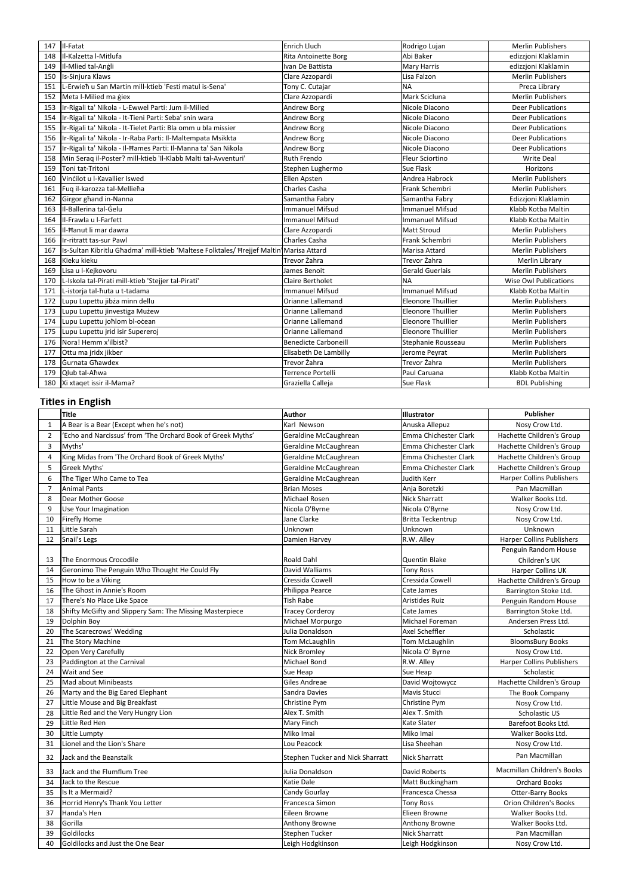| | | | | |
|---|---|---|---|---|
| 147 | Il-Fatat | Enrich Lluch | Rodrigo Lujan | Merlin Publishers |
| 148 | Il-Kalzetta l-Mitlufa | Rita Antoinette Borg | Abi Baker | edizzjoni Klaklamin |
| 149 | Il-Mlied tal-Anġli | Ivan De Battista | Mary Harris | edizzjoni Klaklamin |
| 150 | Is-Sinjura Klaws | Clare Azzopardi | Lisa Falzon | Merlin Publishers |
| 151 | L-Erwieħ u San Martin mill-ktieb 'Festi matul is-Sena' | Tony C. Cutajar | NA | Preca Library |
| 152 | Meta l-Milied ma ġiex | Clare Azzopardi | Mark Scicluna | Merlin Publishers |
| 153 | Ir-Rigali ta' Nikola - L-Ewwel Parti: Jum il-Milied | Andrew Borg | Nicole Diacono | Deer Publications |
| 154 | Ir-Rigali ta' Nikola - It-Tieni Parti: Seba' snin wara | Andrew Borg | Nicole Diacono | Deer Publications |
| 155 | Ir-Rigali ta' Nikola - It-Tielet Parti: Bla omm u bla missier | Andrew Borg | Nicole Diacono | Deer Publications |
| 156 | Ir-Rigali ta' Nikola - Ir-Raba Parti: Il-Maltempata Msikkta | Andrew Borg | Nicole Diacono | Deer Publications |
| 157 | Ir-Rigali ta' Nikola - Il-Ħames Parti: Il-Manna ta' San Nikola | Andrew Borg | Nicole Diacono | Deer Publications |
| 158 | Min Seraq il-Poster? mill-ktieb 'Il-Klabb Malti tal-Avventuri' | Ruth Frendo | Fleur Sciortino | Write Deal |
| 159 | Toni tat-Tritoni | Stephen Lughermo | Sue Flask | Horizons |
| 160 | Vinċilot u l-Kavallier Iswed | Ellen Apsten | Andrea Habrock | Merlin Publishers |
| 161 | Fuq il-karozza tal-Mellieħa | Charles Casha | Frank Schembri | Merlin Publishers |
| 162 | Girgor għand in-Nanna | Samantha Fabry | Samantha Fabry | Edizzjoni Klaklamin |
| 163 | Il-Ballerina tal-Ġelu | Immanuel Mifsud | Immanuel Mifsud | Klabb Kotba Maltin |
| 164 | Il-Frawla u l-Farfett | Immanuel Mifsud | Immanuel Mifsud | Klabb Kotba Maltin |
| 165 | Il-Ħanut li mar dawra | Clare Azzopardi | Matt Stroud | Merlin Publishers |
| 166 | Ir-ritratt tas-sur Pawl | Charles Casha | Frank Schembri | Merlin Publishers |
| 167 | Is-Sultan Kibritlu Għadma' mill-ktieb 'Maltese Folktales/ Ħrejjef Maltin' | Marisa Attard | Marisa Attard | Merlin Publishers |
| 168 | Kieku kieku | Trevor Żahra | Trevor Żahra | Merlin Library |
| 169 | Lisa u l-Kejkovoru | James Benoit | Gerald Guerlais | Merlin Publishers |
| 170 | L-Iskola tal-Pirati mill-ktieb 'Stejjer tal-Pirati' | Claire Bertholet | NA | Wise Owl Publications |
| 171 | L-istorja tal-ħuta u t-tadama | Immanuel Mifsud | Immanuel Mifsud | Klabb Kotba Maltin |
| 172 | Lupu Lupettu jibża minn dellu | Orianne Lallemand | Eleonore Thuillier | Merlin Publishers |
| 173 | Lupu Lupettu jinvestiga Mużew | Orianne Lallemand | Eleonore Thuillier | Merlin Publishers |
| 174 | Lupu Lupettu joħlom bl-oċean | Orianne Lallemand | Eleonore Thuillier | Merlin Publishers |
| 175 | Lupu Lupettu jrid isir Supereroj | Orianne Lallemand | Eleonore Thuillier | Merlin Publishers |
| 176 | Nora! Hemm x'ilbist? | Benedicte Carboneill | Stephanie Rousseau | Merlin Publishers |
| 177 | Ottu ma jridx jikber | Elisabeth De Lambilly | Jerome Peyrat | Merlin Publishers |
| 178 | Ġurnata Għawdex | Trevor Żahra | Trevor Żahra | Merlin Publishers |
| 179 | Qlub tal-Aħwa | Terrence Portelli | Paul Caruana | Klabb Kotba Maltin |
| 180 | Xi xtaqet issir il-Mama? | Graziella Calleja | Sue Flask | BDL Publishing |

## Titles in English

| | Title | Author | Illustrator | Publisher |
|---|---|---|---|---|
| 1 | A Bear is a Bear (Except when he's not) | Karl Newson | Anuska Allepuz | Nosy Crow Ltd. |
| 2 | 'Echo and Narcissus' from 'The Orchard Book of Greek Myths' | Geraldine McCaughrean | Emma Chichester Clark | Hachette Children's Group |
| 3 | Myths' | Geraldine McCaughrean | Emma Chichester Clark | Hachette Children's Group |
| 4 | King Midas from 'The Orchard Book of Greek Myths' | Geraldine McCaughrean | Emma Chichester Clark | Hachette Children's Group |
| 5 | Greek Myths' | Geraldine McCaughrean | Emma Chichester Clark | Hachette Children's Group |
| 6 | The Tiger Who Came to Tea | Geraldine McCaughrean | Judith Kerr | Harper Collins Publishers |
| 7 | Animal Pants | Brian Moses | Anja Boretzki | Pan Macmillan |
| 8 | Dear Mother Goose | Michael Rosen | Nick Sharratt | Walker Books Ltd. |
| 9 | Use Your Imagination | Nicola O'Byrne | Nicola O'Byrne | Nosy Crow Ltd. |
| 10 | Firefly Home | Jane Clarke | Britta Teckentrup | Nosy Crow Ltd. |
| 11 | Little Sarah | Unknown | Unknown | Unknown |
| 12 | Snail's Legs | Damien Harvey | R.W. Alley | Harper Collins Publishers |
| 13 | The Enormous Crocodile | Roald Dahl | Quentin Blake | Penguin Random House Children's UK |
| 14 | Geronimo The Penguin Who Thought He Could Fly | David Walliams | Tony Ross | Harper Collins UK |
| 15 | How to be a Viking | Cressida Cowell | Cressida Cowell | Hachette Children's Group |
| 16 | The Ghost in Annie's Room | Philippa Pearce | Cate James | Barrington Stoke Ltd. |
| 17 | There's No Place Like Space | Tish Rabe | Aristides Ruiz | Penguin Random House |
| 18 | Shifty McGifty and Slippery Sam: The Missing Masterpiece | Tracey Corderoy | Cate James | Barrington Stoke Ltd. |
| 19 | Dolphin Boy | Michael Morpurgo | Michael Foreman | Andersen Press Ltd. |
| 20 | The Scarecrows' Wedding | Julia Donaldson | Axel Scheffler | Scholastic |
| 21 | The Story Machine | Tom McLaughlin | Tom McLaughlin | BloomsBury Books |
| 22 | Open Very Carefully | Nick Bromley | Nicola O' Byrne | Nosy Crow Ltd. |
| 23 | Paddington at the Carnival | Michael Bond | R.W. Alley | Harper Collins Publishers |
| 24 | Wait and See | Sue Heap | Sue Heap | Scholastic |
| 25 | Mad about Minibeasts | Giles Andreae | David Wojtowycz | Hachette Children's Group |
| 26 | Marty and the Big Eared Elephant | Sandra Davies | Mavis Stucci | The Book Company |
| 27 | Little Mouse and Big Breakfast | Christine Pym | Christine Pym | Nosy Crow Ltd. |
| 28 | Little Red and the Very Hungry Lion | Alex T. Smith | Alex T. Smith | Scholastic US |
| 29 | Little Red Hen | Mary Finch | Kate Slater | Barefoot Books Ltd. |
| 30 | Little Lumpty | Miko Imai | Miko Imai | Walker Books Ltd. |
| 31 | Lionel and the Lion's Share | Lou Peacock | Lisa Sheehan | Nosy Crow Ltd. |
| 32 | Jack and the Beanstalk | Stephen Tucker and Nick Sharratt | Nick Sharratt | Pan Macmillan |
| 33 | Jack and the Flumflum Tree | Julia Donaldson | David Roberts | Macmillan Children's Books |
| 34 | Jack to the Rescue | Katie Dale | Matt Buckingham | Orchard Books |
| 35 | Is It a Mermaid? | Candy Gourlay | Francesca Chessa | Otter-Barry Books |
| 36 | Horrid Henry's Thank You Letter | Francesca Simon | Tony Ross | Orion Children's Books |
| 37 | Handa's Hen | Eileen Browne | Elieen Browne | Walker Books Ltd. |
| 38 | Gorilla | Anthony Browne | Anthony Browne | Walker Books Ltd. |
| 39 | Goldilocks | Stephen Tucker | Nick Sharratt | Pan Macmillan |
| 40 | Goldilocks and Just the One Bear | Leigh Hodgkinson | Leigh Hodgkinson | Nosy Crow Ltd. |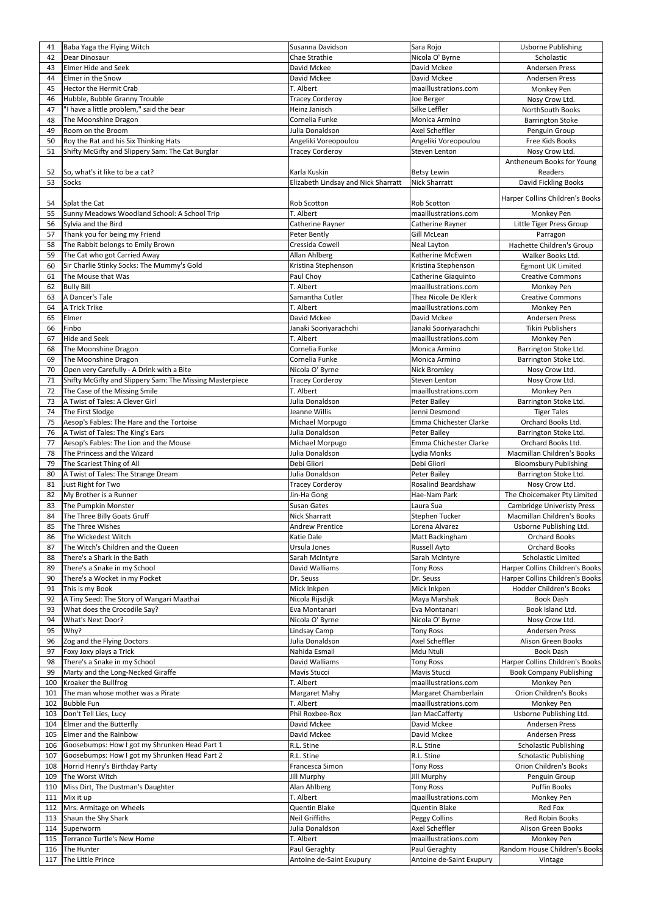| 41 | Baba Yaga the Flying Witch | Susanna Davidson | Sara Rojo | Usborne Publishing |
|---|---|---|---|---|
| 42 | Dear Dinosaur | Chae Strathie | Nicola O' Byrne | Scholastic |
| 43 | Elmer Hide and Seek | David Mckee | David Mckee | Andersen Press |
| 44 | Elmer in the Snow | David Mckee | David Mckee | Andersen Press |
| 45 | Hector the Hermit Crab | T. Albert | maaillustrations.com | Monkey Pen |
| 46 | Hubble, Bubble Granny Trouble | Tracey Corderoy | Joe Berger | Nosy Crow Ltd. |
| 47 | "I have a little problem," said the bear | Heinz Janisch | Silke Leffler | NorthSouth Books |
| 48 | The Moonshine Dragon | Cornelia Funke | Monica Armino | Barrington Stoke |
| 49 | Room on the Broom | Julia Donaldson | Axel Scheffler | Penguin Group |
| 50 | Roy the Rat and his Six Thinking Hats | Angeliki Voreopoulou | Angeliki Voreopoulou | Free Kids Books |
| 51 | Shifty McGifty and Slippery Sam: The Cat Burglar | Tracey Corderoy | Steven Lenton | Nosy Crow Ltd. |
| 52 | So, what's it like to be a cat? | Karla Kuskin | Betsy Lewin | Antheneum Books for Young Readers |
| 53 | Socks | Elizabeth Lindsay and Nick Sharratt | Nick Sharratt | David Fickling Books |
| 54 | Splat the Cat | Rob Scotton | Rob Scotton | Harper Collins Children's Books |
| 55 | Sunny Meadows Woodland School: A School Trip | T. Albert | maaillustrations.com | Monkey Pen |
| 56 | Sylvia and the Bird | Catherine Rayner | Catherine Rayner | Little Tiger Press Group |
| 57 | Thank you for being my Friend | Peter Bently | Gill McLean | Parragon |
| 58 | The Rabbit belongs to Emily Brown | Cressida Cowell | Neal Layton | Hachette Children's Group |
| 59 | The Cat who got Carried Away | Allan Ahlberg | Katherine McEwen | Walker Books Ltd. |
| 60 | Sir Charlie Stinky Socks: The Mummy's Gold | Kristina Stephenson | Kristina Stephenson | Egmont UK Limited |
| 61 | The Mouse that Was | Paul Choy | Catherine Giaquinto | Creative Commons |
| 62 | Bully Bill | T. Albert | maaillustrations.com | Monkey Pen |
| 63 | A Dancer's Tale | Samantha Cutler | Thea Nicole De Klerk | Creative Commons |
| 64 | A Trick Trike | T. Albert | maaillustrations.com | Monkey Pen |
| 65 | Elmer | David Mckee | David Mckee | Andersen Press |
| 66 | Finbo | Janaki Sooriyarachchi | Janaki Sooriyarachchi | Tikiri Publishers |
| 67 | Hide and Seek | T. Albert | maaillustrations.com | Monkey Pen |
| 68 | The Moonshine Dragon | Cornelia Funke | Monica Armino | Barrington Stoke Ltd. |
| 69 | The Moonshine Dragon | Cornelia Funke | Monica Armino | Barrington Stoke Ltd. |
| 70 | Open very Carefully - A Drink with a Bite | Nicola O' Byrne | Nick Bromley | Nosy Crow Ltd. |
| 71 | Shifty McGifty and Slippery Sam: The Missing Masterpiece | Tracey Corderoy | Steven Lenton | Nosy Crow Ltd. |
| 72 | The Case of the Missing Smile | T. Albert | maaillustrations.com | Monkey Pen |
| 73 | A Twist of Tales: A Clever Girl | Julia Donaldson | Peter Bailey | Barrington Stoke Ltd. |
| 74 | The First Slodge | Jeanne Willis | Jenni Desmond | Tiger Tales |
| 75 | Aesop's Fables: The Hare and the Tortoise | Michael Morpugo | Emma Chichester Clarke | Orchard Books Ltd. |
| 76 | A Twist of Tales: The King's Ears | Julia Donaldson | Peter Bailey | Barrington Stoke Ltd. |
| 77 | Aesop's Fables: The Lion and the Mouse | Michael Morpugo | Emma Chichester Clarke | Orchard Books Ltd. |
| 78 | The Princess and the Wizard | Julia Donaldson | Lydia Monks | Macmillan Children's Books |
| 79 | The Scariest Thing of All | Debi Gliori | Debi Gliori | Bloomsbury Publishing |
| 80 | A Twist of Tales: The Strange Dream | Julia Donaldson | Peter Bailey | Barrington Stoke Ltd. |
| 81 | Just Right for Two | Tracey Corderoy | Rosalind Beardshaw | Nosy Crow Ltd. |
| 82 | My Brother is a Runner | Jin-Ha Gong | Hae-Nam Park | The Choicemaker Pty Limited |
| 83 | The Pumpkin Monster | Susan Gates | Laura Sua | Cambridge Univeristy Press |
| 84 | The Three Billy Goats Gruff | Nick Sharratt | Stephen Tucker | Macmillan Children's Books |
| 85 | The Three Wishes | Andrew Prentice | Lorena Alvarez | Usborne Publishing Ltd. |
| 86 | The Wickedest Witch | Katie Dale | Matt Backingham | Orchard Books |
| 87 | The Witch's Children and the Queen | Ursula Jones | Russell Ayto | Orchard Books |
| 88 | There's a Shark in the Bath | Sarah McIntyre | Sarah McIntyre | Scholastic Limited |
| 89 | There's a Snake in my School | David Walliams | Tony Ross | Harper Collins Children's Books |
| 90 | There's a Wocket in my Pocket | Dr. Seuss | Dr. Seuss | Harper Collins Children's Books |
| 91 | This is my Book | Mick Inkpen | Mick Inkpen | Hodder Children's Books |
| 92 | A Tiny Seed: The Story of Wangari Maathai | Nicola Rijsdijk | Maya Marshak | Book Dash |
| 93 | What does the Crocodile Say? | Eva Montanari | Eva Montanari | Book Island Ltd. |
| 94 | What's Next Door? | Nicola O' Byrne | Nicola O' Byrne | Nosy Crow Ltd. |
| 95 | Why? | Lindsay Camp | Tony Ross | Andersen Press |
| 96 | Zog and the Flying Doctors | Julia Donaldson | Axel Scheffler | Alison Green Books |
| 97 | Foxy Joxy plays a Trick | Nahida Esmail | Mdu Ntuli | Book Dash |
| 98 | There's a Snake in my School | David Walliams | Tony Ross | Harper Collins Children's Books |
| 99 | Marty and the Long-Necked Giraffe | Mavis Stucci | Mavis Stucci | Book Company Publishing |
| 100 | Kroaker the Bullfrog | T. Albert | maaillustrations.com | Monkey Pen |
| 101 | The man whose mother was a Pirate | Margaret Mahy | Margaret Chamberlain | Orion Children's Books |
| 102 | Bubble Fun | T. Albert | maaillustrations.com | Monkey Pen |
| 103 | Don't Tell Lies, Lucy | Phil Roxbee-Rox | Jan MacCafferty | Usborne Publishing Ltd. |
| 104 | Elmer and the Butterfly | David Mckee | David Mckee | Andersen Press |
| 105 | Elmer and the Rainbow | David Mckee | David Mckee | Andersen Press |
| 106 | Goosebumps: How I got my Shrunken Head Part 1 | R.L. Stine | R.L. Stine | Scholastic Publishing |
| 107 | Goosebumps: How I got my Shrunken Head Part 2 | R.L. Stine | R.L. Stine | Scholastic Publishing |
| 108 | Horrid Henry's Birthday Party | Francesca Simon | Tony Ross | Orion Children's Books |
| 109 | The Worst Witch | Jill Murphy | Jill Murphy | Penguin Group |
| 110 | Miss Dirt, The Dustman's Daughter | Alan Ahlberg | Tony Ross | Puffin Books |
| 111 | Mix it up | T. Albert | maaillustrations.com | Monkey Pen |
| 112 | Mrs. Armitage on Wheels | Quentin Blake | Quentin Blake | Red Fox |
| 113 | Shaun the Shy Shark | Neil Griffiths | Peggy Collins | Red Robin Books |
| 114 | Superworm | Julia Donaldson | Axel Scheffler | Alison Green Books |
| 115 | Terrance Turtle's New Home | T. Albert | maaillustrations.com | Monkey Pen |
| 116 | The Hunter | Paul Geraghty | Paul Geraghty | Random House Children's Books |
| 117 | The Little Prince | Antoine de-Saint Exupury | Antoine de-Saint Exupury | Vintage |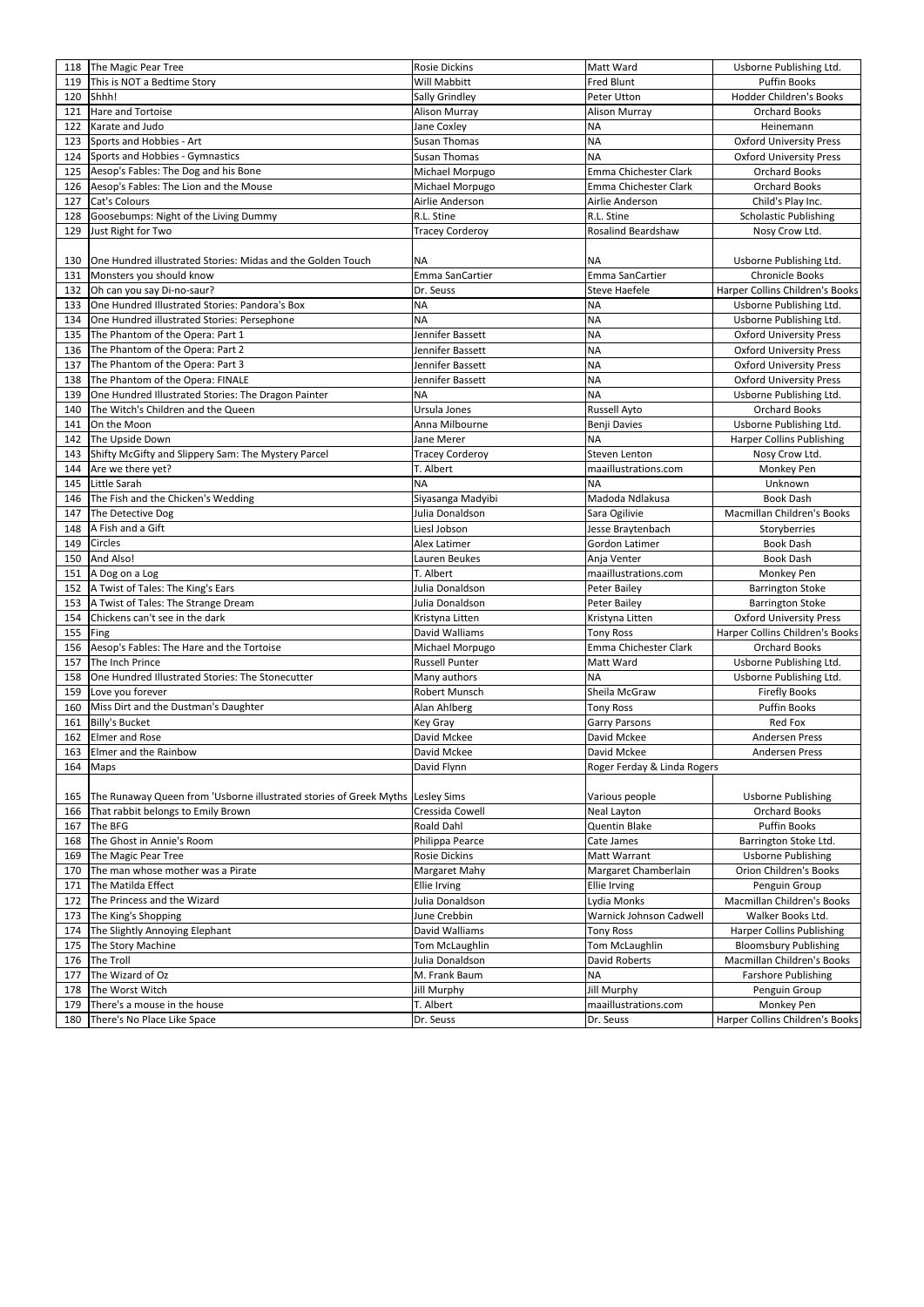| | | | | |
|---|---|---|---|---|
| 118 | The Magic Pear Tree | Rosie Dickins | Matt Ward | Usborne Publishing Ltd. |
| 119 | This is NOT a Bedtime Story | Will Mabbitt | Fred Blunt | Puffin Books |
| 120 | Shhh! | Sally Grindley | Peter Utton | Hodder Children's Books |
| 121 | Hare and Tortoise | Alison Murray | Alison Murray | Orchard Books |
| 122 | Karate and Judo | Jane Coxley | NA | Heinemann |
| 123 | Sports and Hobbies - Art | Susan Thomas | NA | Oxford University Press |
| 124 | Sports and Hobbies - Gymnastics | Susan Thomas | NA | Oxford University Press |
| 125 | Aesop's Fables: The Dog and his Bone | Michael Morpugo | Emma Chichester Clark | Orchard Books |
| 126 | Aesop's Fables: The Lion and the Mouse | Michael Morpugo | Emma Chichester Clark | Orchard Books |
| 127 | Cat's Colours | Airlie Anderson | Airlie Anderson | Child's Play Inc. |
| 128 | Goosebumps: Night of the Living Dummy | R.L. Stine | R.L. Stine | Scholastic Publishing |
| 129 | Just Right for Two | Tracey Corderoy | Rosalind Beardshaw | Nosy Crow Ltd. |
| 130 | One Hundred illustrated Stories: Midas and the Golden Touch | NA | NA | Usborne Publishing Ltd. |
| 131 | Monsters you should know | Emma SanCartier | Emma SanCartier | Chronicle Books |
| 132 | Oh can you say Di-no-saur? | Dr. Seuss | Steve Haefele | Harper Collins Children's Books |
| 133 | One Hundred Illustrated Stories: Pandora's Box | NA | NA | Usborne Publishing Ltd. |
| 134 | One Hundred illustrated Stories: Persephone | NA | NA | Usborne Publishing Ltd. |
| 135 | The Phantom of the Opera: Part 1 | Jennifer Bassett | NA | Oxford University Press |
| 136 | The Phantom of the Opera: Part 2 | Jennifer Bassett | NA | Oxford University Press |
| 137 | The Phantom of the Opera: Part 3 | Jennifer Bassett | NA | Oxford University Press |
| 138 | The Phantom of the Opera: FINALE | Jennifer Bassett | NA | Oxford University Press |
| 139 | One Hundred Illustrated Stories: The Dragon Painter | NA | NA | Usborne Publishing Ltd. |
| 140 | The Witch's Children and the Queen | Ursula Jones | Russell Ayto | Orchard Books |
| 141 | On the Moon | Anna Milbourne | Benji Davies | Usborne Publishing Ltd. |
| 142 | The Upside Down | Jane Merer | NA | Harper Collins Publishing |
| 143 | Shifty McGifty and Slippery Sam: The Mystery Parcel | Tracey Corderoy | Steven Lenton | Nosy Crow Ltd. |
| 144 | Are we there yet? | T. Albert | maaillustrations.com | Monkey Pen |
| 145 | Little Sarah | NA | NA | Unknown |
| 146 | The Fish and the Chicken's Wedding | Siyasanga Madyibi | Madoda Ndlakusa | Book Dash |
| 147 | The Detective Dog | Julia Donaldson | Sara Ogilivie | Macmillan Children's Books |
| 148 | A Fish and a Gift | Liesl Jobson | Jesse Braytenbach | Storyberries |
| 149 | Circles | Alex Latimer | Gordon Latimer | Book Dash |
| 150 | And Also! | Lauren Beukes | Anja Venter | Book Dash |
| 151 | A Dog on a Log | T. Albert | maaillustrations.com | Monkey Pen |
| 152 | A Twist of Tales: The King's Ears | Julia Donaldson | Peter Bailey | Barrington Stoke |
| 153 | A Twist of Tales: The Strange Dream | Julia Donaldson | Peter Bailey | Barrington Stoke |
| 154 | Chickens can't see in the dark | Kristyna Litten | Kristyna Litten | Oxford University Press |
| 155 | Fing | David Walliams | Tony Ross | Harper Collins Children's Books |
| 156 | Aesop's Fables: The Hare and the Tortoise | Michael Morpugo | Emma Chichester Clark | Orchard Books |
| 157 | The Inch Prince | Russell Punter | Matt Ward | Usborne Publishing Ltd. |
| 158 | One Hundred Illustrated Stories: The Stonecutter | Many authors | NA | Usborne Publishing Ltd. |
| 159 | Love you forever | Robert Munsch | Sheila McGraw | Firefly Books |
| 160 | Miss Dirt and the Dustman's Daughter | Alan Ahlberg | Tony Ross | Puffin Books |
| 161 | Billy's Bucket | Key Gray | Garry Parsons | Red Fox |
| 162 | Elmer and Rose | David Mckee | David Mckee | Andersen Press |
| 163 | Elmer and the Rainbow | David Mckee | David Mckee | Andersen Press |
| 164 | Maps | David Flynn | Roger Ferday & Linda Rogers | |
| 165 | The Runaway Queen from 'Usborne illustrated stories of Greek Myths | Lesley Sims | Various people | Usborne Publishing |
| 166 | That rabbit belongs to Emily Brown | Cressida Cowell | Neal Layton | Orchard Books |
| 167 | The BFG | Roald Dahl | Quentin Blake | Puffin Books |
| 168 | The Ghost in Annie's Room | Philippa Pearce | Cate James | Barrington Stoke Ltd. |
| 169 | The Magic Pear Tree | Rosie Dickins | Matt Warrant | Usborne Publishing |
| 170 | The man whose mother was a Pirate | Margaret Mahy | Margaret Chamberlain | Orion Children's Books |
| 171 | The Matilda Effect | Ellie Irving | Ellie Irving | Penguin Group |
| 172 | The Princess and the Wizard | Julia Donaldson | Lydia Monks | Macmillan Children's Books |
| 173 | The King's Shopping | June Crebbin | Warnick Johnson Cadwell | Walker Books Ltd. |
| 174 | The Slightly Annoying Elephant | David Walliams | Tony Ross | Harper Collins Publishing |
| 175 | The Story Machine | Tom McLaughlin | Tom McLaughlin | Bloomsbury Publishing |
| 176 | The Troll | Julia Donaldson | David Roberts | Macmillan Children's Books |
| 177 | The Wizard of Oz | M. Frank Baum | NA | Farshore Publishing |
| 178 | The Worst Witch | Jill Murphy | Jill Murphy | Penguin Group |
| 179 | There's a mouse in the house | T. Albert | maaillustrations.com | Monkey Pen |
| 180 | There's No Place Like Space | Dr. Seuss | Dr. Seuss | Harper Collins Children's Books |